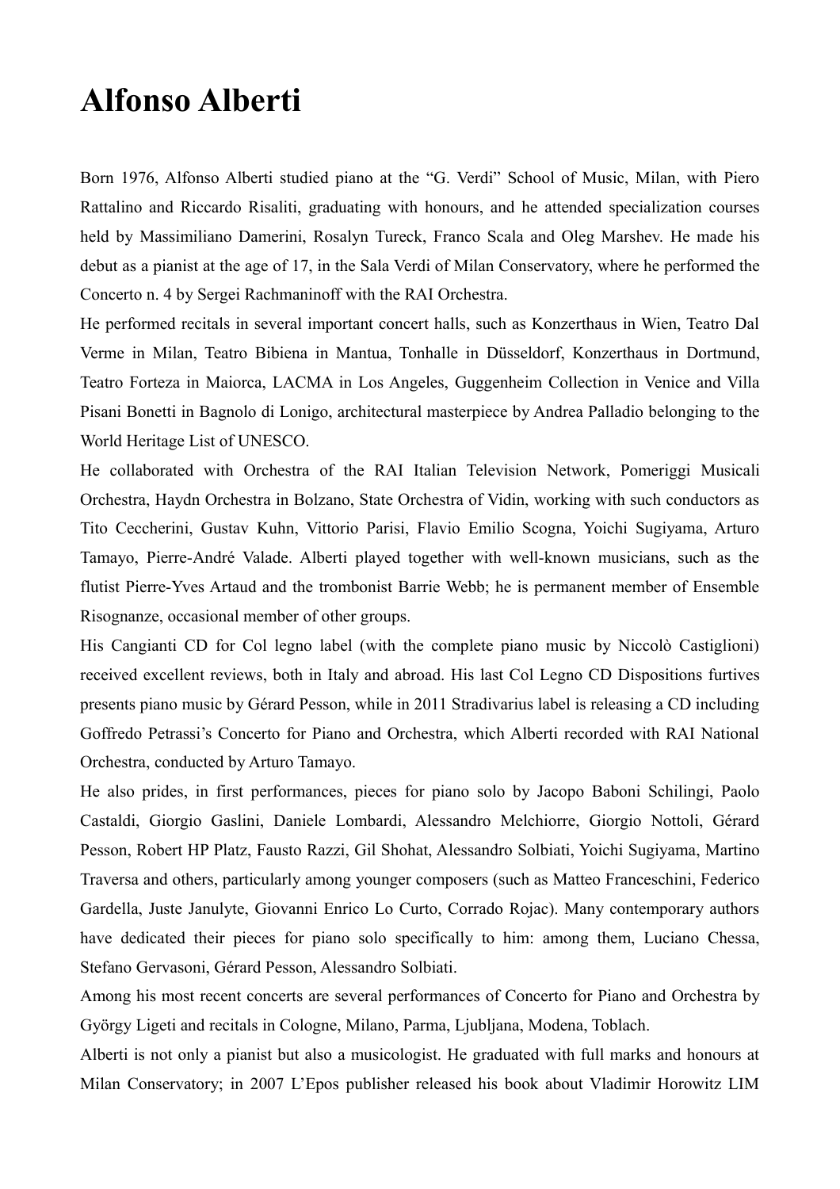# Alfonso Alberti

Born 1976, Alfonso Alberti studied piano at the "G. Verdi" School of Music, Milan, with Piero Rattalino and Riccardo Risaliti, graduating with honours, and he attended specialization courses held by Massimiliano Damerini, Rosalyn Tureck, Franco Scala and Oleg Marshev. He made his debut as a pianist at the age of 17, in the Sala Verdi of Milan Conservatory, where he performed the Concerto n. 4 by Sergei Rachmaninoff with the RAI Orchestra.

He performed recitals in several important concert halls, such as Konzerthaus in Wien, Teatro Dal Verme in Milan, Teatro Bibiena in Mantua, Tonhalle in Düsseldorf, Konzerthaus in Dortmund, Teatro Forteza in Maiorca, LACMA in Los Angeles, Guggenheim Collection in Venice and Villa Pisani Bonetti in Bagnolo di Lonigo, architectural masterpiece by Andrea Palladio belonging to the World Heritage List of UNESCO.

He collaborated with Orchestra of the RAI Italian Television Network, Pomeriggi Musicali Orchestra, Haydn Orchestra in Bolzano, State Orchestra of Vidin, working with such conductors as Tito Ceccherini, Gustav Kuhn, Vittorio Parisi, Flavio Emilio Scogna, Yoichi Sugiyama, Arturo Tamayo, Pierre-André Valade. Alberti played together with well-known musicians, such as the flutist Pierre-Yves Artaud and the trombonist Barrie Webb; he is permanent member of Ensemble Risognanze, occasional member of other groups.

His Cangianti CD for Col legno label (with the complete piano music by Niccolò Castiglioni) received excellent reviews, both in Italy and abroad. His last Col Legno CD Dispositions furtives presents piano music by Gérard Pesson, while in 2011 Stradivarius label is releasing a CD including Goffredo Petrassi's Concerto for Piano and Orchestra, which Alberti recorded with RAI National Orchestra, conducted by Arturo Tamayo.

He also prides, in first performances, pieces for piano solo by Jacopo Baboni Schilingi, Paolo Castaldi, Giorgio Gaslini, Daniele Lombardi, Alessandro Melchiorre, Giorgio Nottoli, Gérard Pesson, Robert HP Platz, Fausto Razzi, Gil Shohat, Alessandro Solbiati, Yoichi Sugiyama, Martino Traversa and others, particularly among younger composers (such as Matteo Franceschini, Federico Gardella, Juste Janulyte, Giovanni Enrico Lo Curto, Corrado Rojac). Many contemporary authors have dedicated their pieces for piano solo specifically to him: among them, Luciano Chessa, Stefano Gervasoni, Gérard Pesson, Alessandro Solbiati.

Among his most recent concerts are several performances of Concerto for Piano and Orchestra by György Ligeti and recitals in Cologne, Milano, Parma, Ljubljana, Modena, Toblach.

Alberti is not only a pianist but also a musicologist. He graduated with full marks and honours at Milan Conservatory; in 2007 L'Epos publisher released his book about Vladimir Horowitz LIM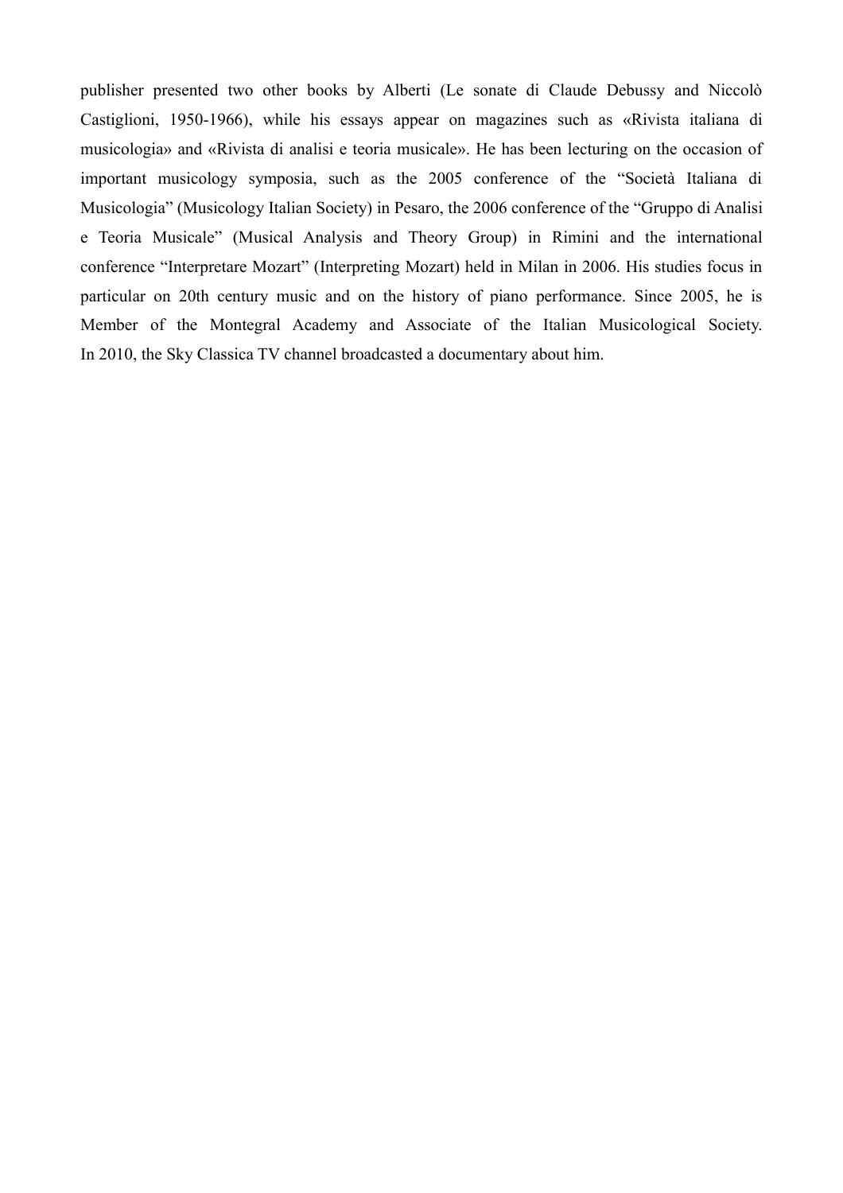publisher presented two other books by Alberti (Le sonate di Claude Debussy and Niccolò Castiglioni, 1950-1966), while his essays appear on magazines such as «Rivista italiana di musicologia» and «Rivista di analisi e teoria musicale». He has been lecturing on the occasion of important musicology symposia, such as the 2005 conference of the "Società Italiana di Musicologia" (Musicology Italian Society) in Pesaro, the 2006 conference of the "Gruppo di Analisi e Teoria Musicale" (Musical Analysis and Theory Group) in Rimini and the international conference "Interpretare Mozart" (Interpreting Mozart) held in Milan in 2006. His studies focus in particular on 20th century music and on the history of piano performance. Since 2005, he is Member of the Montegral Academy and Associate of the Italian Musicological Society. In 2010, the Sky Classica TV channel broadcasted a documentary about him.